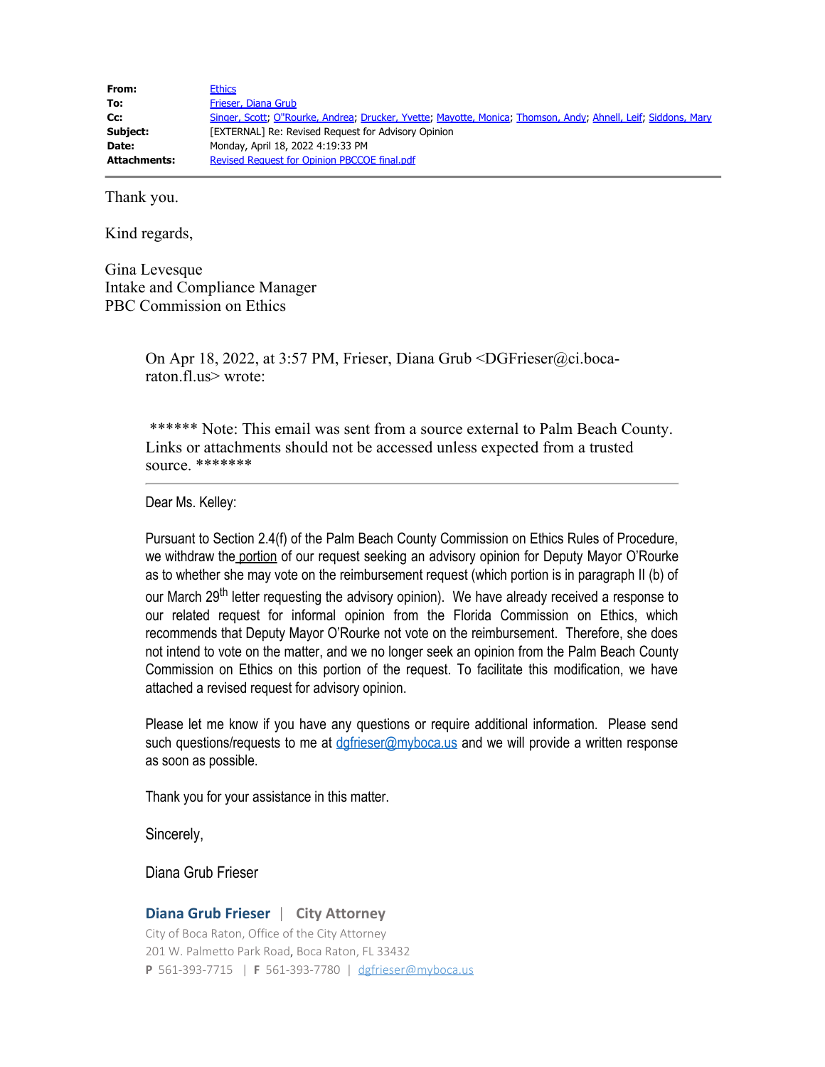| | |
|---|---|
| **From:** | Ethics |
| **To:** | Frieser, Diana Grub |
| **Cc:** | Singer, Scott; O"Rourke, Andrea; Drucker, Yvette; Mayotte, Monica; Thomson, Andy; Ahnell, Leif; Siddons, Mary |
| **Subject:** | [EXTERNAL] Re: Revised Request for Advisory Opinion |
| **Date:** | Monday, April 18, 2022 4:19:33 PM |
| **Attachments:** | Revised Request for Opinion PBCCOE final.pdf |

Thank you.

Kind regards,

Gina Levesque
Intake and Compliance Manager
PBC Commission on Ethics

> On Apr 18, 2022, at 3:57 PM, Frieser, Diana Grub <DGFrieser@ci.boca-raton.fl.us> wrote:
>
> ****** Note: This email was sent from a source external to Palm Beach County. Links or attachments should not be accessed unless expected from a trusted source. *******
>
> ---
>
> Dear Ms. Kelley:
>
> Pursuant to Section 2.4(f) of the Palm Beach County Commission on Ethics Rules of Procedure, we withdraw the portion of our request seeking an advisory opinion for Deputy Mayor O'Rourke as to whether she may vote on the reimbursement request (which portion is in paragraph II (b) of our March 29th letter requesting the advisory opinion). We have already received a response to our related request for informal opinion from the Florida Commission on Ethics, which recommends that Deputy Mayor O'Rourke not vote on the reimbursement. Therefore, she does not intend to vote on the matter, and we no longer seek an opinion from the Palm Beach County Commission on Ethics on this portion of the request. To facilitate this modification, we have attached a revised request for advisory opinion.
>
> Please let me know if you have any questions or require additional information. Please send such questions/requests to me at dgfrieser@myboca.us and we will provide a written response as soon as possible.
>
> Thank you for your assistance in this matter.
>
> Sincerely,
>
> Diana Grub Frieser
>
> **Diana Grub Frieser** | **City Attorney**
> City of Boca Raton, Office of the City Attorney
> 201 W. Palmetto Park Road, Boca Raton, FL 33432
> **P** 561-393-7715 | **F** 561-393-7780 | dgfrieser@myboca.us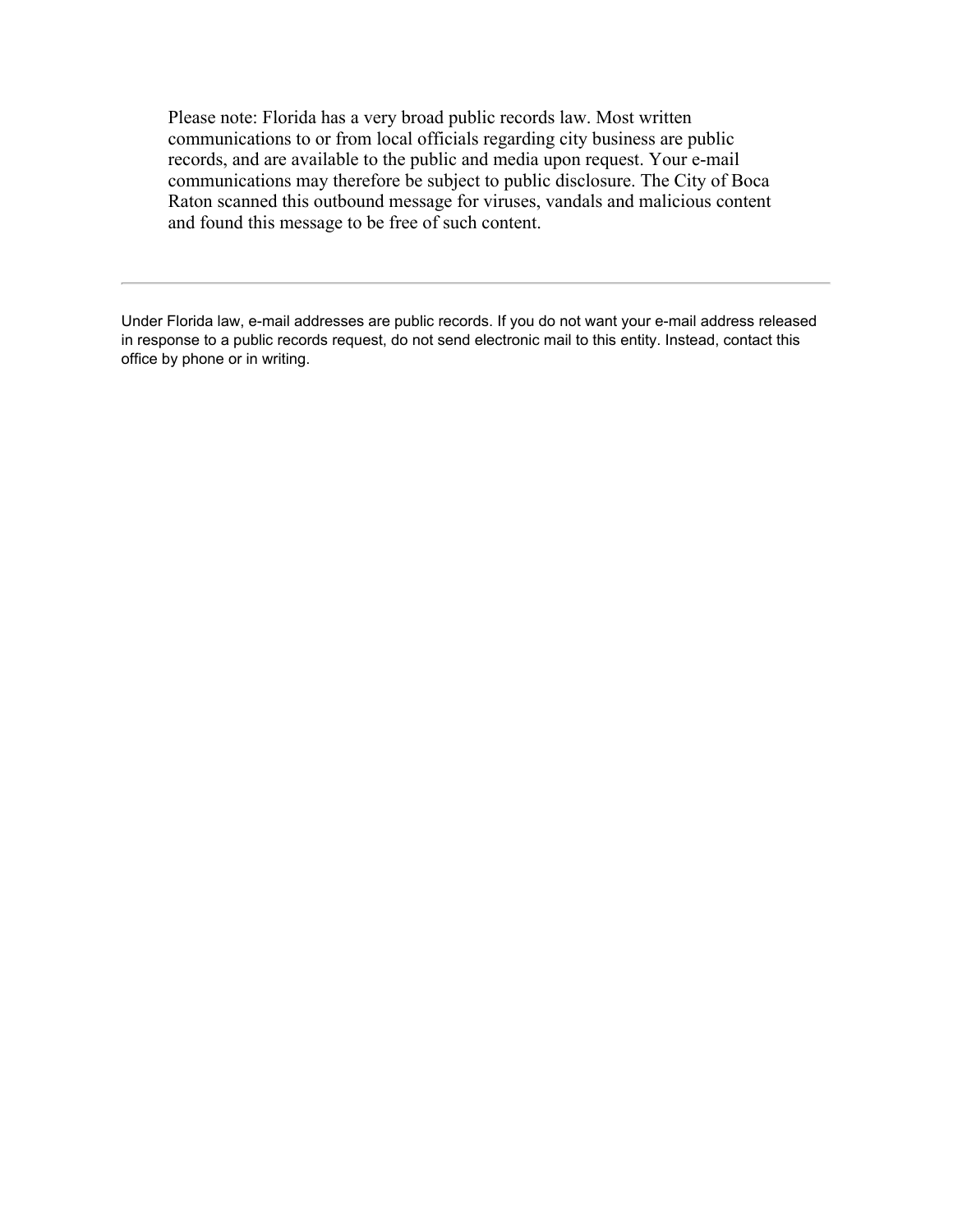Please note: Florida has a very broad public records law. Most written communications to or from local officials regarding city business are public records, and are available to the public and media upon request. Your e-mail communications may therefore be subject to public disclosure. The City of Boca Raton scanned this outbound message for viruses, vandals and malicious content and found this message to be free of such content.

---

Under Florida law, e-mail addresses are public records. If you do not want your e-mail address released in response to a public records request, do not send electronic mail to this entity. Instead, contact this office by phone or in writing.